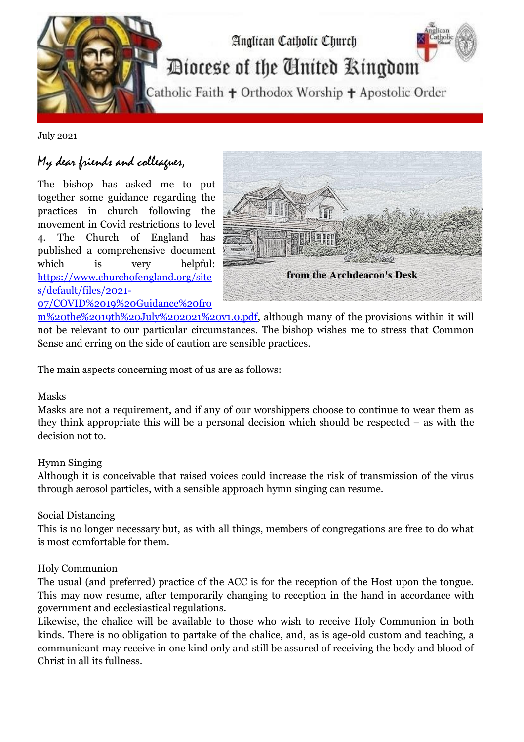Anglican Catholic Church

# Diocese of the United Kingdom

Catholic Faith ✝ Orthodox Worship ✝ Apostolic Order

July 2021

*My dear friends and colleagues,*

from the Archdeacon's Desk

The bishop has asked me to put together some guidance regarding the practices in church following the movement in Covid restrictions to level 4. The Church of England has published a comprehensive document which is very helpful: https://www.churchofengland.org/sites/default/files/2021-07/COVID%2019%20Guidance%20from%20the%2019th%20July%202021%20v1.0.pdf, although many of the provisions within it will not be relevant to our particular circumstances. The bishop wishes me to stress that Common Sense and erring on the side of caution are sensible practices.

The main aspects concerning most of us are as follows:

Masks

Masks are not a requirement, and if any of our worshippers choose to continue to wear them as they think appropriate this will be a personal decision which should be respected – as with the decision not to.

Hymn Singing

Although it is conceivable that raised voices could increase the risk of transmission of the virus through aerosol particles, with a sensible approach hymn singing can resume.

Social Distancing

This is no longer necessary but, as with all things, members of congregations are free to do what is most comfortable for them.

Holy Communion

The usual (and preferred) practice of the ACC is for the reception of the Host upon the tongue. This may now resume, after temporarily changing to reception in the hand in accordance with government and ecclesiastical regulations.

Likewise, the chalice will be available to those who wish to receive Holy Communion in both kinds. There is no obligation to partake of the chalice, and, as is age-old custom and teaching, a communicant may receive in one kind only and still be assured of receiving the body and blood of Christ in all its fullness.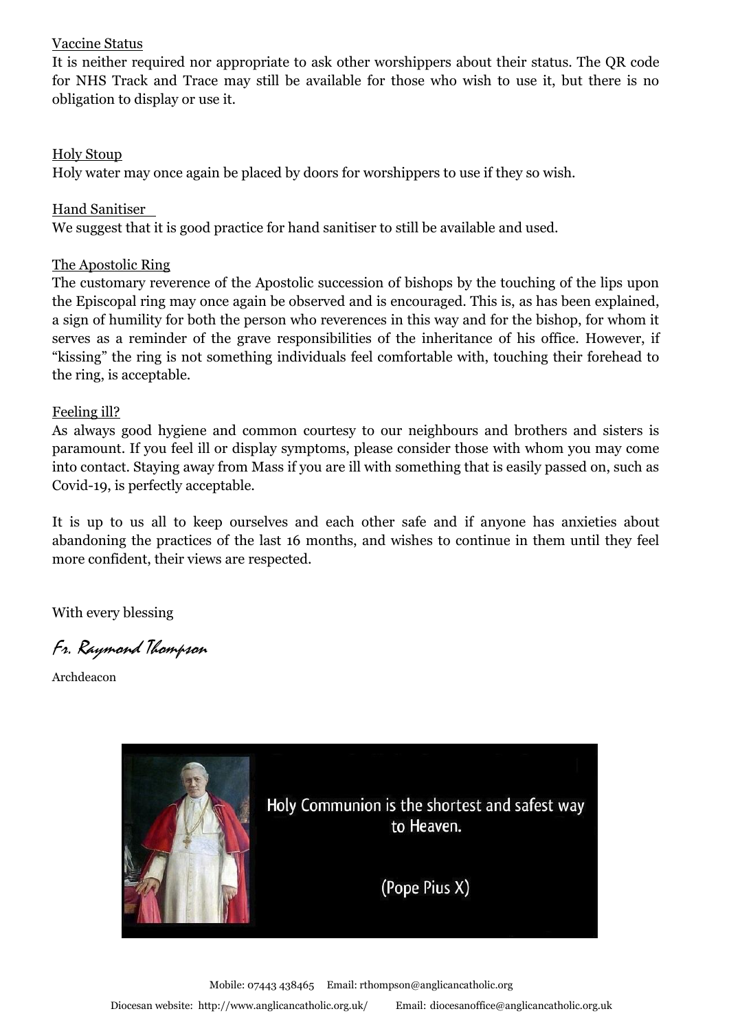Vaccine Status

It is neither required nor appropriate to ask other worshippers about their status. The QR code for NHS Track and Trace may still be available for those who wish to use it, but there is no obligation to display or use it.

Holy Stoup

Holy water may once again be placed by doors for worshippers to use if they so wish.

Hand Sanitiser

We suggest that it is good practice for hand sanitiser to still be available and used.

The Apostolic Ring

The customary reverence of the Apostolic succession of bishops by the touching of the lips upon the Episcopal ring may once again be observed and is encouraged. This is, as has been explained, a sign of humility for both the person who reverences in this way and for the bishop, for whom it serves as a reminder of the grave responsibilities of the inheritance of his office. However, if "kissing" the ring is not something individuals feel comfortable with, touching their forehead to the ring, is acceptable.

Feeling ill?

As always good hygiene and common courtesy to our neighbours and brothers and sisters is paramount. If you feel ill or display symptoms, please consider those with whom you may come into contact. Staying away from Mass if you are ill with something that is easily passed on, such as Covid-19, is perfectly acceptable.

It is up to us all to keep ourselves and each other safe and if anyone has anxieties about abandoning the practices of the last 16 months, and wishes to continue in them until they feel more confident, their views are respected.

With every blessing

*Fr. Raymond Thompson*

Archdeacon

Holy Communion is the shortest and safest way to Heaven.

(Pope Pius X)

Mobile: 07443 438465 Email: rthompson@anglicancatholic.org

Diocesan website: http://www.anglicancatholic.org.uk/ Email: diocesanoffice@anglicancatholic.org.uk